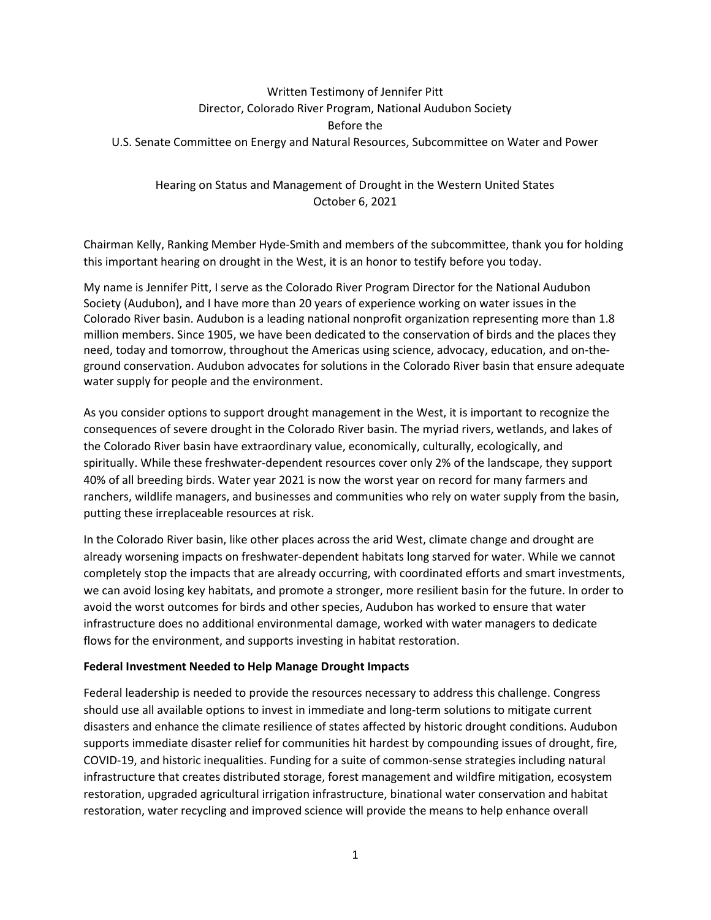Written Testimony of Jennifer Pitt
Director, Colorado River Program, National Audubon Society
Before the
U.S. Senate Committee on Energy and Natural Resources, Subcommittee on Water and Power

Hearing on Status and Management of Drought in the Western United States
October 6, 2021

Chairman Kelly, Ranking Member Hyde-Smith and members of the subcommittee, thank you for holding this important hearing on drought in the West, it is an honor to testify before you today.

My name is Jennifer Pitt, I serve as the Colorado River Program Director for the National Audubon Society (Audubon), and I have more than 20 years of experience working on water issues in the Colorado River basin. Audubon is a leading national nonprofit organization representing more than 1.8 million members. Since 1905, we have been dedicated to the conservation of birds and the places they need, today and tomorrow, throughout the Americas using science, advocacy, education, and on-the-ground conservation. Audubon advocates for solutions in the Colorado River basin that ensure adequate water supply for people and the environment.

As you consider options to support drought management in the West, it is important to recognize the consequences of severe drought in the Colorado River basin. The myriad rivers, wetlands, and lakes of the Colorado River basin have extraordinary value, economically, culturally, ecologically, and spiritually. While these freshwater-dependent resources cover only 2% of the landscape, they support 40% of all breeding birds. Water year 2021 is now the worst year on record for many farmers and ranchers, wildlife managers, and businesses and communities who rely on water supply from the basin, putting these irreplaceable resources at risk.

In the Colorado River basin, like other places across the arid West, climate change and drought are already worsening impacts on freshwater-dependent habitats long starved for water. While we cannot completely stop the impacts that are already occurring, with coordinated efforts and smart investments, we can avoid losing key habitats, and promote a stronger, more resilient basin for the future. In order to avoid the worst outcomes for birds and other species, Audubon has worked to ensure that water infrastructure does no additional environmental damage, worked with water managers to dedicate flows for the environment, and supports investing in habitat restoration.

**Federal Investment Needed to Help Manage Drought Impacts**

Federal leadership is needed to provide the resources necessary to address this challenge. Congress should use all available options to invest in immediate and long-term solutions to mitigate current disasters and enhance the climate resilience of states affected by historic drought conditions. Audubon supports immediate disaster relief for communities hit hardest by compounding issues of drought, fire, COVID-19, and historic inequalities. Funding for a suite of common-sense strategies including natural infrastructure that creates distributed storage, forest management and wildfire mitigation, ecosystem restoration, upgraded agricultural irrigation infrastructure, binational water conservation and habitat restoration, water recycling and improved science will provide the means to help enhance overall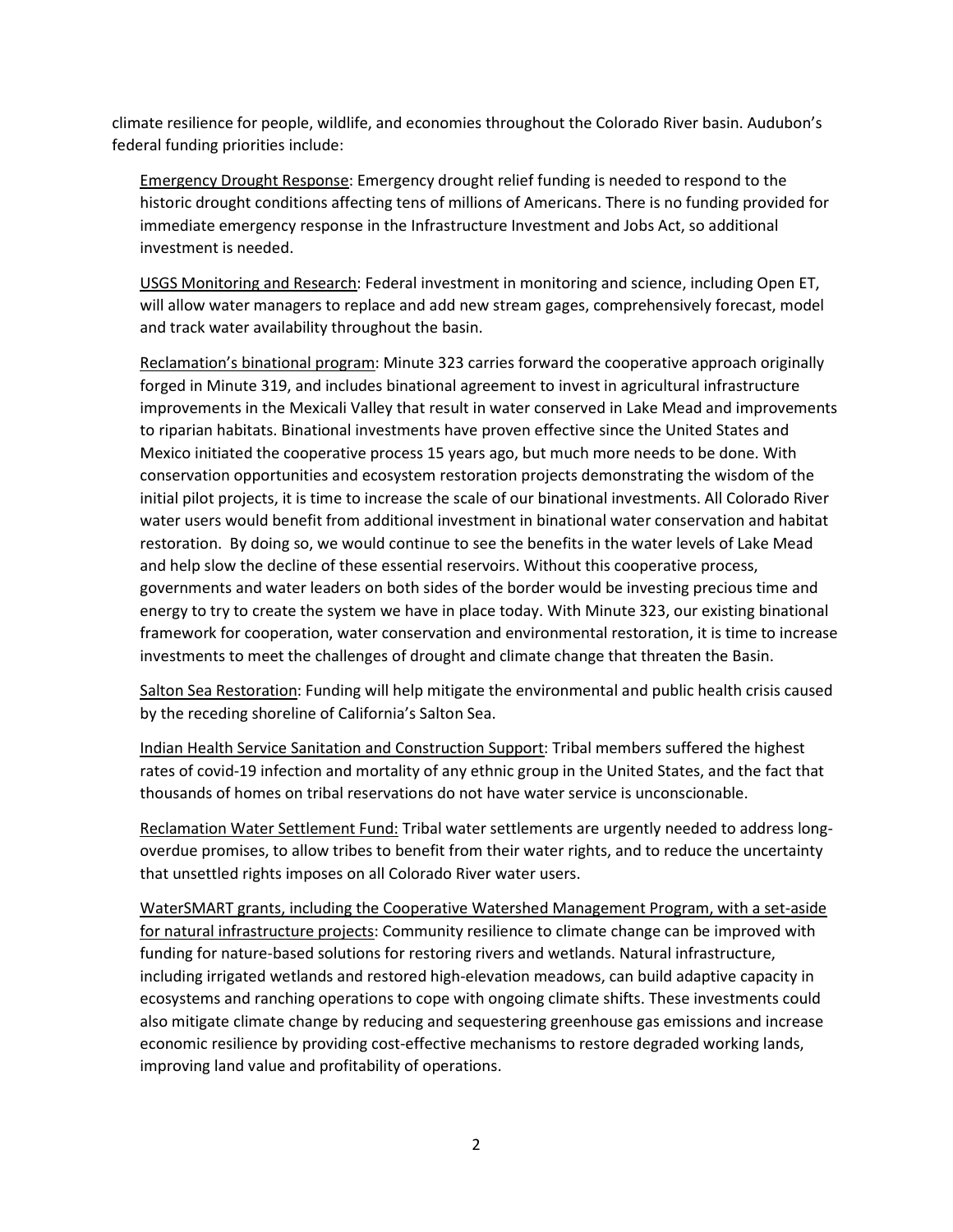climate resilience for people, wildlife, and economies throughout the Colorado River basin. Audubon's federal funding priorities include:

<u>Emergency Drought Response</u>: Emergency drought relief funding is needed to respond to the historic drought conditions affecting tens of millions of Americans. There is no funding provided for immediate emergency response in the Infrastructure Investment and Jobs Act, so additional investment is needed.

<u>USGS Monitoring and Research</u>: Federal investment in monitoring and science, including Open ET, will allow water managers to replace and add new stream gages, comprehensively forecast, model and track water availability throughout the basin.

<u>Reclamation's binational program</u>: Minute 323 carries forward the cooperative approach originally forged in Minute 319, and includes binational agreement to invest in agricultural infrastructure improvements in the Mexicali Valley that result in water conserved in Lake Mead and improvements to riparian habitats. Binational investments have proven effective since the United States and Mexico initiated the cooperative process 15 years ago, but much more needs to be done. With conservation opportunities and ecosystem restoration projects demonstrating the wisdom of the initial pilot projects, it is time to increase the scale of our binational investments. All Colorado River water users would benefit from additional investment in binational water conservation and habitat restoration. By doing so, we would continue to see the benefits in the water levels of Lake Mead and help slow the decline of these essential reservoirs. Without this cooperative process, governments and water leaders on both sides of the border would be investing precious time and energy to try to create the system we have in place today. With Minute 323, our existing binational framework for cooperation, water conservation and environmental restoration, it is time to increase investments to meet the challenges of drought and climate change that threaten the Basin.

<u>Salton Sea Restoration</u>: Funding will help mitigate the environmental and public health crisis caused by the receding shoreline of California's Salton Sea.

<u>Indian Health Service Sanitation and Construction Support</u>: Tribal members suffered the highest rates of covid-19 infection and mortality of any ethnic group in the United States, and the fact that thousands of homes on tribal reservations do not have water service is unconscionable.

<u>Reclamation Water Settlement Fund:</u> Tribal water settlements are urgently needed to address long-overdue promises, to allow tribes to benefit from their water rights, and to reduce the uncertainty that unsettled rights imposes on all Colorado River water users.

<u>WaterSMART grants, including the Cooperative Watershed Management Program, with a set-aside for natural infrastructure projects</u>: Community resilience to climate change can be improved with funding for nature-based solutions for restoring rivers and wetlands. Natural infrastructure, including irrigated wetlands and restored high-elevation meadows, can build adaptive capacity in ecosystems and ranching operations to cope with ongoing climate shifts. These investments could also mitigate climate change by reducing and sequestering greenhouse gas emissions and increase economic resilience by providing cost-effective mechanisms to restore degraded working lands, improving land value and profitability of operations.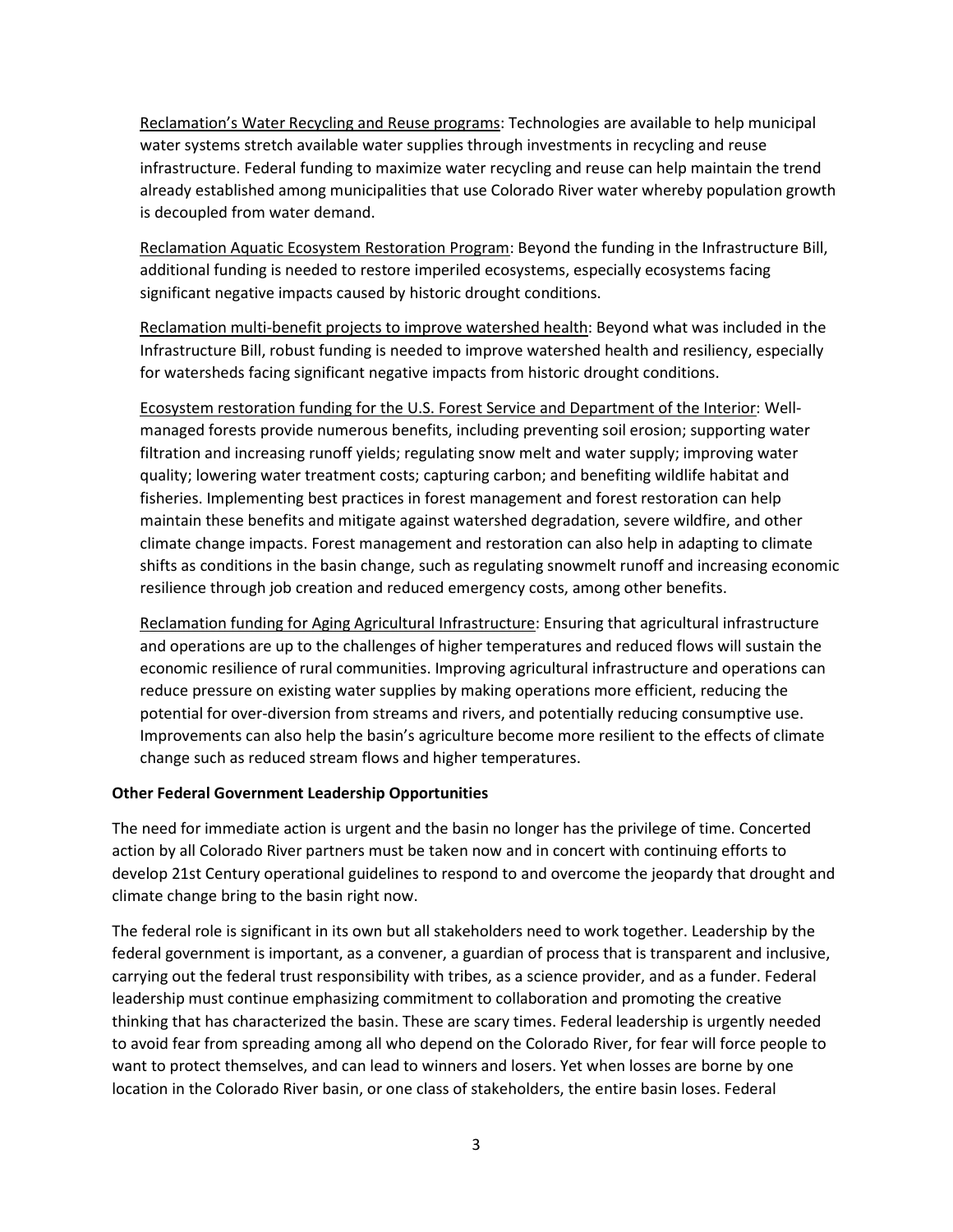Reclamation's Water Recycling and Reuse programs: Technologies are available to help municipal water systems stretch available water supplies through investments in recycling and reuse infrastructure. Federal funding to maximize water recycling and reuse can help maintain the trend already established among municipalities that use Colorado River water whereby population growth is decoupled from water demand.

Reclamation Aquatic Ecosystem Restoration Program: Beyond the funding in the Infrastructure Bill, additional funding is needed to restore imperiled ecosystems, especially ecosystems facing significant negative impacts caused by historic drought conditions.

Reclamation multi-benefit projects to improve watershed health: Beyond what was included in the Infrastructure Bill, robust funding is needed to improve watershed health and resiliency, especially for watersheds facing significant negative impacts from historic drought conditions.

Ecosystem restoration funding for the U.S. Forest Service and Department of the Interior: Well-managed forests provide numerous benefits, including preventing soil erosion; supporting water filtration and increasing runoff yields; regulating snow melt and water supply; improving water quality; lowering water treatment costs; capturing carbon; and benefiting wildlife habitat and fisheries. Implementing best practices in forest management and forest restoration can help maintain these benefits and mitigate against watershed degradation, severe wildfire, and other climate change impacts. Forest management and restoration can also help in adapting to climate shifts as conditions in the basin change, such as regulating snowmelt runoff and increasing economic resilience through job creation and reduced emergency costs, among other benefits.

Reclamation funding for Aging Agricultural Infrastructure: Ensuring that agricultural infrastructure and operations are up to the challenges of higher temperatures and reduced flows will sustain the economic resilience of rural communities. Improving agricultural infrastructure and operations can reduce pressure on existing water supplies by making operations more efficient, reducing the potential for over-diversion from streams and rivers, and potentially reducing consumptive use. Improvements can also help the basin's agriculture become more resilient to the effects of climate change such as reduced stream flows and higher temperatures.

**Other Federal Government Leadership Opportunities**

The need for immediate action is urgent and the basin no longer has the privilege of time. Concerted action by all Colorado River partners must be taken now and in concert with continuing efforts to develop 21st Century operational guidelines to respond to and overcome the jeopardy that drought and climate change bring to the basin right now.

The federal role is significant in its own but all stakeholders need to work together. Leadership by the federal government is important, as a convener, a guardian of process that is transparent and inclusive, carrying out the federal trust responsibility with tribes, as a science provider, and as a funder. Federal leadership must continue emphasizing commitment to collaboration and promoting the creative thinking that has characterized the basin. These are scary times. Federal leadership is urgently needed to avoid fear from spreading among all who depend on the Colorado River, for fear will force people to want to protect themselves, and can lead to winners and losers. Yet when losses are borne by one location in the Colorado River basin, or one class of stakeholders, the entire basin loses. Federal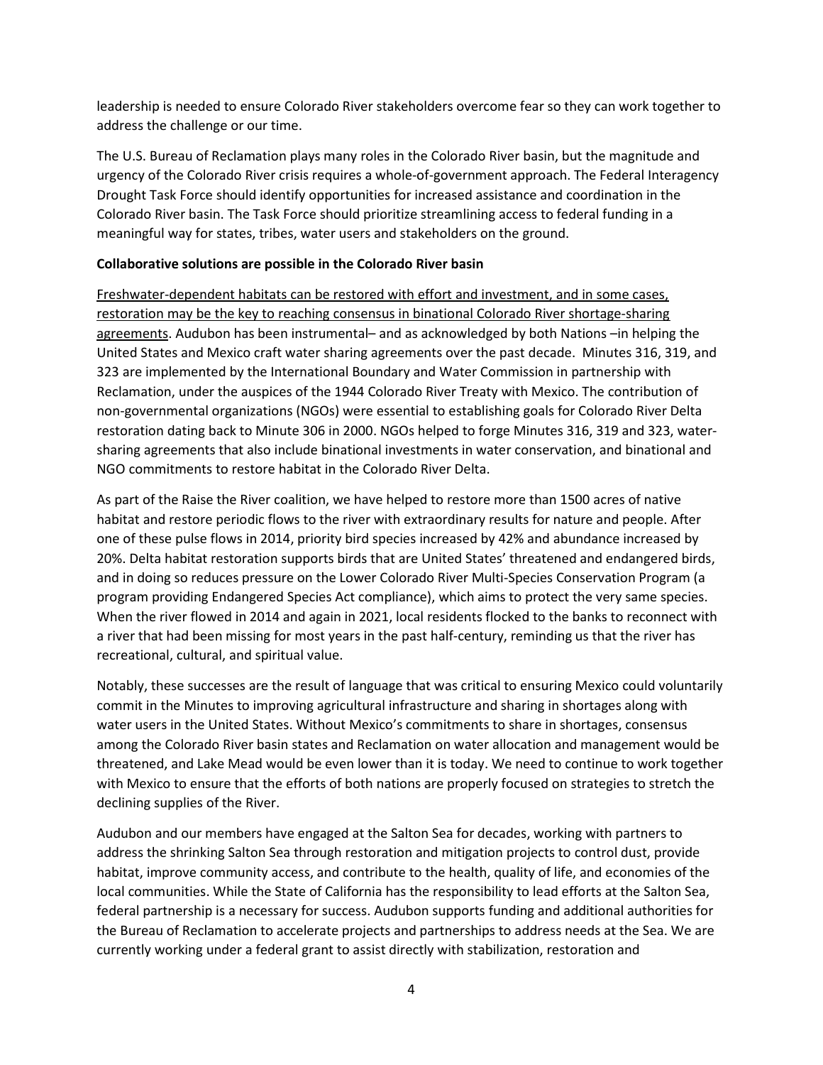leadership is needed to ensure Colorado River stakeholders overcome fear so they can work together to address the challenge or our time.

The U.S. Bureau of Reclamation plays many roles in the Colorado River basin, but the magnitude and urgency of the Colorado River crisis requires a whole-of-government approach. The Federal Interagency Drought Task Force should identify opportunities for increased assistance and coordination in the Colorado River basin. The Task Force should prioritize streamlining access to federal funding in a meaningful way for states, tribes, water users and stakeholders on the ground.

**Collaborative solutions are possible in the Colorado River basin**

<u>Freshwater-dependent habitats can be restored with effort and investment, and in some cases, restoration may be the key to reaching consensus in binational Colorado River shortage-sharing agreements</u>. Audubon has been instrumental– and as acknowledged by both Nations –in helping the United States and Mexico craft water sharing agreements over the past decade. Minutes 316, 319, and 323 are implemented by the International Boundary and Water Commission in partnership with Reclamation, under the auspices of the 1944 Colorado River Treaty with Mexico. The contribution of non-governmental organizations (NGOs) were essential to establishing goals for Colorado River Delta restoration dating back to Minute 306 in 2000. NGOs helped to forge Minutes 316, 319 and 323, water-sharing agreements that also include binational investments in water conservation, and binational and NGO commitments to restore habitat in the Colorado River Delta.

As part of the Raise the River coalition, we have helped to restore more than 1500 acres of native habitat and restore periodic flows to the river with extraordinary results for nature and people. After one of these pulse flows in 2014, priority bird species increased by 42% and abundance increased by 20%. Delta habitat restoration supports birds that are United States' threatened and endangered birds, and in doing so reduces pressure on the Lower Colorado River Multi-Species Conservation Program (a program providing Endangered Species Act compliance), which aims to protect the very same species. When the river flowed in 2014 and again in 2021, local residents flocked to the banks to reconnect with a river that had been missing for most years in the past half-century, reminding us that the river has recreational, cultural, and spiritual value.

Notably, these successes are the result of language that was critical to ensuring Mexico could voluntarily commit in the Minutes to improving agricultural infrastructure and sharing in shortages along with water users in the United States. Without Mexico's commitments to share in shortages, consensus among the Colorado River basin states and Reclamation on water allocation and management would be threatened, and Lake Mead would be even lower than it is today. We need to continue to work together with Mexico to ensure that the efforts of both nations are properly focused on strategies to stretch the declining supplies of the River.

Audubon and our members have engaged at the Salton Sea for decades, working with partners to address the shrinking Salton Sea through restoration and mitigation projects to control dust, provide habitat, improve community access, and contribute to the health, quality of life, and economies of the local communities. While the State of California has the responsibility to lead efforts at the Salton Sea, federal partnership is a necessary for success. Audubon supports funding and additional authorities for the Bureau of Reclamation to accelerate projects and partnerships to address needs at the Sea. We are currently working under a federal grant to assist directly with stabilization, restoration and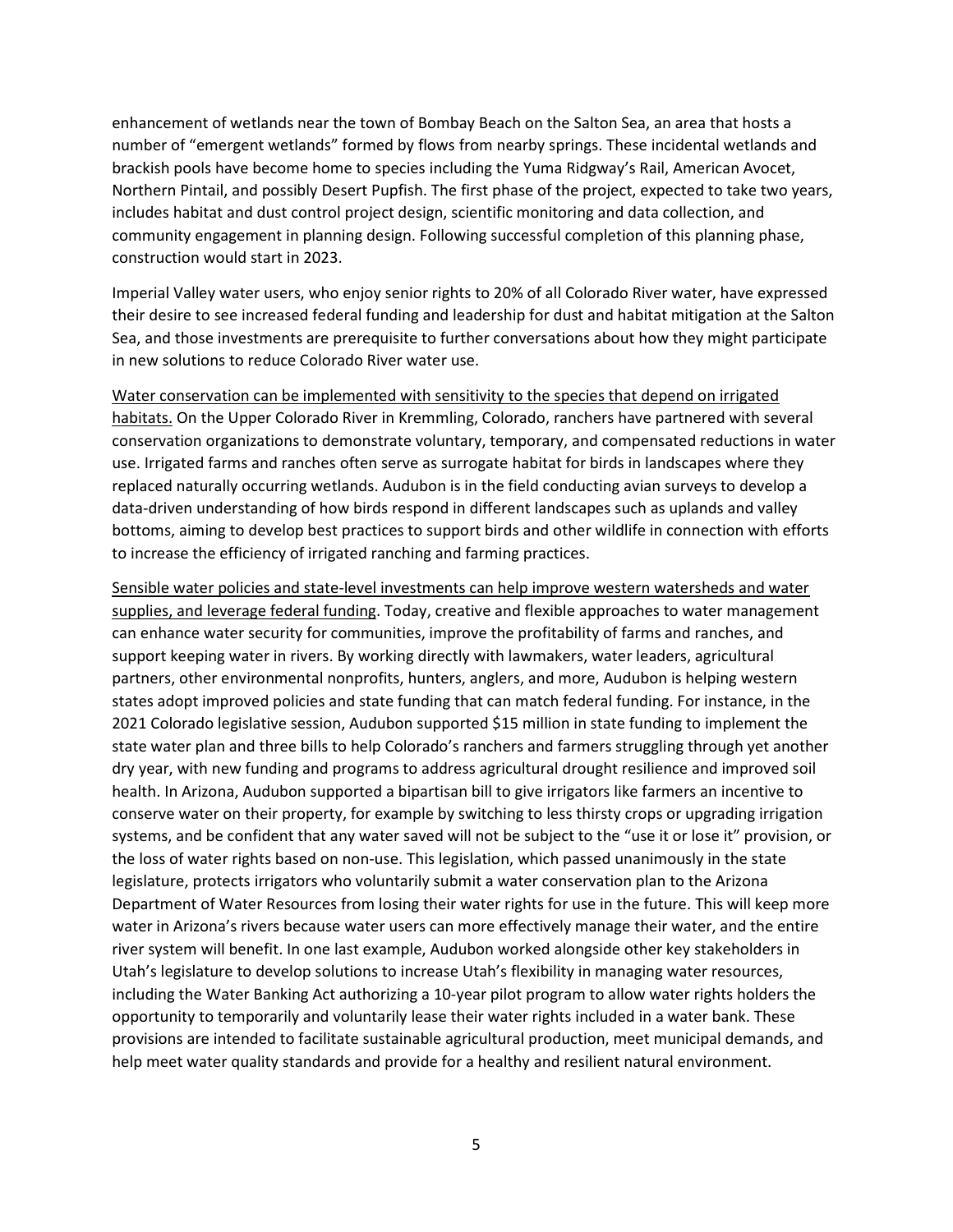enhancement of wetlands near the town of Bombay Beach on the Salton Sea, an area that hosts a number of "emergent wetlands" formed by flows from nearby springs. These incidental wetlands and brackish pools have become home to species including the Yuma Ridgway's Rail, American Avocet, Northern Pintail, and possibly Desert Pupfish. The first phase of the project, expected to take two years, includes habitat and dust control project design, scientific monitoring and data collection, and community engagement in planning design. Following successful completion of this planning phase, construction would start in 2023.

Imperial Valley water users, who enjoy senior rights to 20% of all Colorado River water, have expressed their desire to see increased federal funding and leadership for dust and habitat mitigation at the Salton Sea, and those investments are prerequisite to further conversations about how they might participate in new solutions to reduce Colorado River water use.

<u>Water conservation can be implemented with sensitivity to the species that depend on irrigated habitats.</u> On the Upper Colorado River in Kremmling, Colorado, ranchers have partnered with several conservation organizations to demonstrate voluntary, temporary, and compensated reductions in water use. Irrigated farms and ranches often serve as surrogate habitat for birds in landscapes where they replaced naturally occurring wetlands. Audubon is in the field conducting avian surveys to develop a data-driven understanding of how birds respond in different landscapes such as uplands and valley bottoms, aiming to develop best practices to support birds and other wildlife in connection with efforts to increase the efficiency of irrigated ranching and farming practices.

<u>Sensible water policies and state-level investments can help improve western watersheds and water supplies, and leverage federal funding</u>. Today, creative and flexible approaches to water management can enhance water security for communities, improve the profitability of farms and ranches, and support keeping water in rivers. By working directly with lawmakers, water leaders, agricultural partners, other environmental nonprofits, hunters, anglers, and more, Audubon is helping western states adopt improved policies and state funding that can match federal funding. For instance, in the 2021 Colorado legislative session, Audubon supported $15 million in state funding to implement the state water plan and three bills to help Colorado's ranchers and farmers struggling through yet another dry year, with new funding and programs to address agricultural drought resilience and improved soil health. In Arizona, Audubon supported a bipartisan bill to give irrigators like farmers an incentive to conserve water on their property, for example by switching to less thirsty crops or upgrading irrigation systems, and be confident that any water saved will not be subject to the "use it or lose it" provision, or the loss of water rights based on non-use. This legislation, which passed unanimously in the state legislature, protects irrigators who voluntarily submit a water conservation plan to the Arizona Department of Water Resources from losing their water rights for use in the future. This will keep more water in Arizona's rivers because water users can more effectively manage their water, and the entire river system will benefit. In one last example, Audubon worked alongside other key stakeholders in Utah's legislature to develop solutions to increase Utah's flexibility in managing water resources, including the Water Banking Act authorizing a 10-year pilot program to allow water rights holders the opportunity to temporarily and voluntarily lease their water rights included in a water bank. These provisions are intended to facilitate sustainable agricultural production, meet municipal demands, and help meet water quality standards and provide for a healthy and resilient natural environment.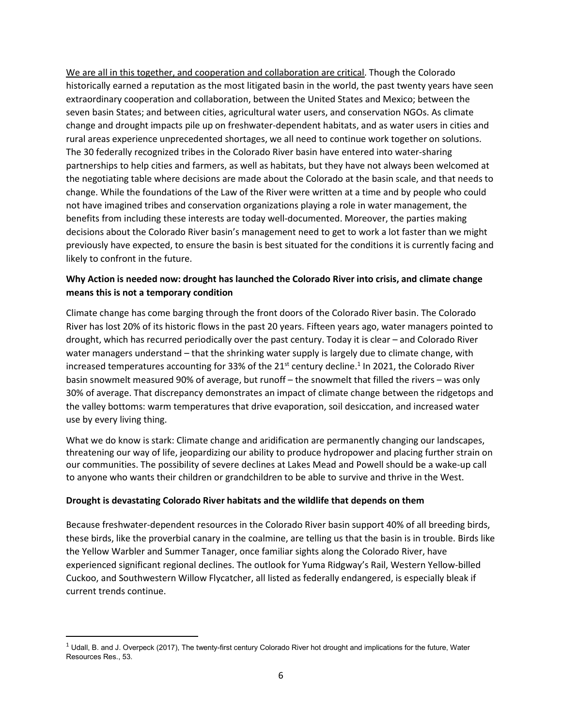<u>We are all in this together, and cooperation and collaboration are critical</u>. Though the Colorado historically earned a reputation as the most litigated basin in the world, the past twenty years have seen extraordinary cooperation and collaboration, between the United States and Mexico; between the seven basin States; and between cities, agricultural water users, and conservation NGOs. As climate change and drought impacts pile up on freshwater-dependent habitats, and as water users in cities and rural areas experience unprecedented shortages, we all need to continue work together on solutions. The 30 federally recognized tribes in the Colorado River basin have entered into water-sharing partnerships to help cities and farmers, as well as habitats, but they have not always been welcomed at the negotiating table where decisions are made about the Colorado at the basin scale, and that needs to change. While the foundations of the Law of the River were written at a time and by people who could not have imagined tribes and conservation organizations playing a role in water management, the benefits from including these interests are today well-documented. Moreover, the parties making decisions about the Colorado River basin's management need to get to work a lot faster than we might previously have expected, to ensure the basin is best situated for the conditions it is currently facing and likely to confront in the future.

**Why Action is needed now: drought has launched the Colorado River into crisis, and climate change means this is not a temporary condition**

Climate change has come barging through the front doors of the Colorado River basin. The Colorado River has lost 20% of its historic flows in the past 20 years. Fifteen years ago, water managers pointed to drought, which has recurred periodically over the past century. Today it is clear – and Colorado River water managers understand – that the shrinking water supply is largely due to climate change, with increased temperatures accounting for 33% of the 21st century decline.[1] In 2021, the Colorado River basin snowmelt measured 90% of average, but runoff – the snowmelt that filled the rivers – was only 30% of average. That discrepancy demonstrates an impact of climate change between the ridgetops and the valley bottoms: warm temperatures that drive evaporation, soil desiccation, and increased water use by every living thing.

What we do know is stark: Climate change and aridification are permanently changing our landscapes, threatening our way of life, jeopardizing our ability to produce hydropower and placing further strain on our communities. The possibility of severe declines at Lakes Mead and Powell should be a wake-up call to anyone who wants their children or grandchildren to be able to survive and thrive in the West.

**Drought is devastating Colorado River habitats and the wildlife that depends on them**

Because freshwater-dependent resources in the Colorado River basin support 40% of all breeding birds, these birds, like the proverbial canary in the coalmine, are telling us that the basin is in trouble. Birds like the Yellow Warbler and Summer Tanager, once familiar sights along the Colorado River, have experienced significant regional declines. The outlook for Yuma Ridgway's Rail, Western Yellow-billed Cuckoo, and Southwestern Willow Flycatcher, all listed as federally endangered, is especially bleak if current trends continue.

---

[1] Udall, B. and J. Overpeck (2017), The twenty-first century Colorado River hot drought and implications for the future, Water Resources Res., 53.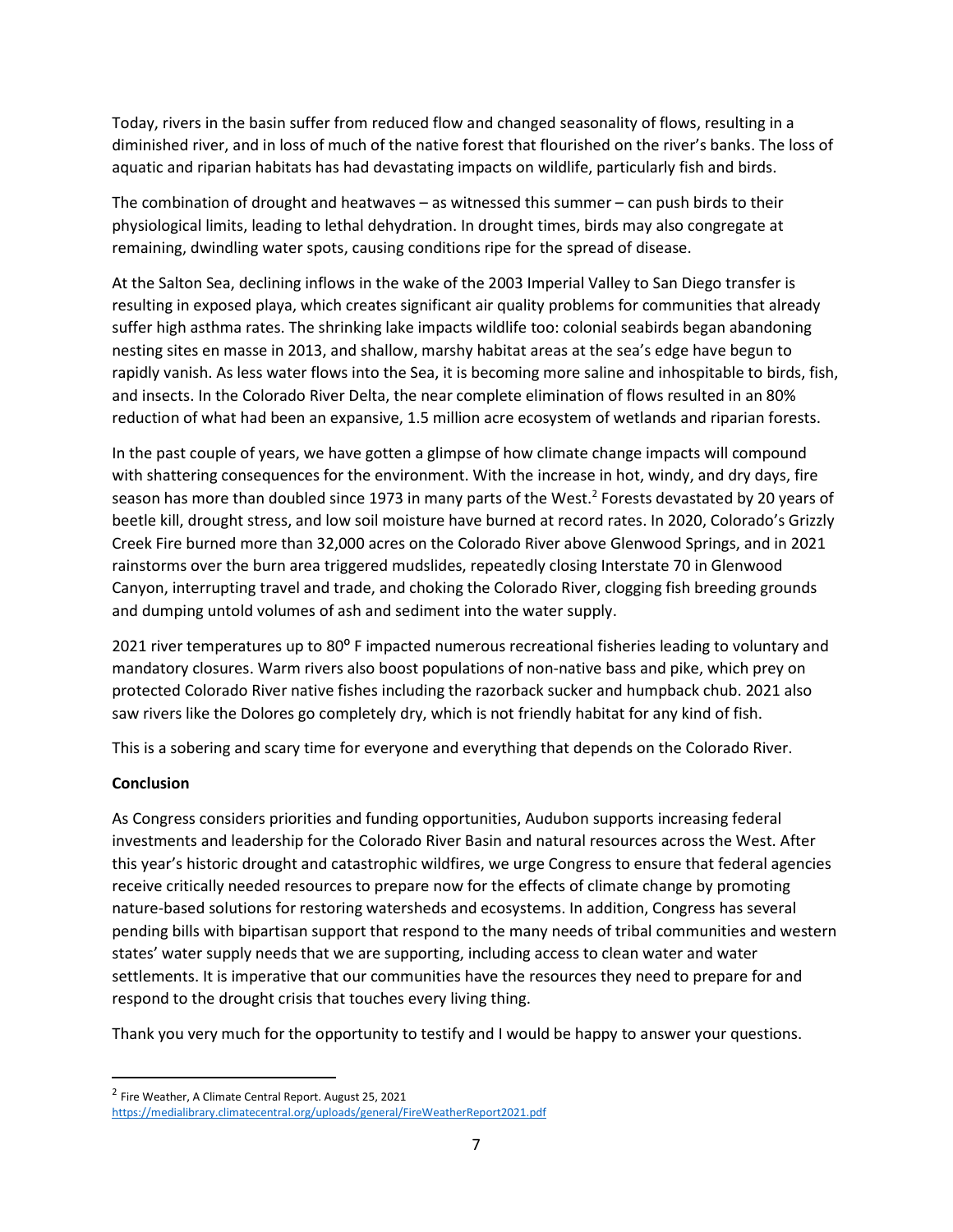Today, rivers in the basin suffer from reduced flow and changed seasonality of flows, resulting in a diminished river, and in loss of much of the native forest that flourished on the river's banks. The loss of aquatic and riparian habitats has had devastating impacts on wildlife, particularly fish and birds.

The combination of drought and heatwaves – as witnessed this summer – can push birds to their physiological limits, leading to lethal dehydration. In drought times, birds may also congregate at remaining, dwindling water spots, causing conditions ripe for the spread of disease.

At the Salton Sea, declining inflows in the wake of the 2003 Imperial Valley to San Diego transfer is resulting in exposed playa, which creates significant air quality problems for communities that already suffer high asthma rates. The shrinking lake impacts wildlife too: colonial seabirds began abandoning nesting sites en masse in 2013, and shallow, marshy habitat areas at the sea's edge have begun to rapidly vanish. As less water flows into the Sea, it is becoming more saline and inhospitable to birds, fish, and insects. In the Colorado River Delta, the near complete elimination of flows resulted in an 80% reduction of what had been an expansive, 1.5 million acre ecosystem of wetlands and riparian forests.

In the past couple of years, we have gotten a glimpse of how climate change impacts will compound with shattering consequences for the environment. With the increase in hot, windy, and dry days, fire season has more than doubled since 1973 in many parts of the West.[2] Forests devastated by 20 years of beetle kill, drought stress, and low soil moisture have burned at record rates. In 2020, Colorado's Grizzly Creek Fire burned more than 32,000 acres on the Colorado River above Glenwood Springs, and in 2021 rainstorms over the burn area triggered mudslides, repeatedly closing Interstate 70 in Glenwood Canyon, interrupting travel and trade, and choking the Colorado River, clogging fish breeding grounds and dumping untold volumes of ash and sediment into the water supply.

2021 river temperatures up to 80° F impacted numerous recreational fisheries leading to voluntary and mandatory closures. Warm rivers also boost populations of non-native bass and pike, which prey on protected Colorado River native fishes including the razorback sucker and humpback chub. 2021 also saw rivers like the Dolores go completely dry, which is not friendly habitat for any kind of fish.

This is a sobering and scary time for everyone and everything that depends on the Colorado River.

**Conclusion**

As Congress considers priorities and funding opportunities, Audubon supports increasing federal investments and leadership for the Colorado River Basin and natural resources across the West. After this year's historic drought and catastrophic wildfires, we urge Congress to ensure that federal agencies receive critically needed resources to prepare now for the effects of climate change by promoting nature-based solutions for restoring watersheds and ecosystems. In addition, Congress has several pending bills with bipartisan support that respond to the many needs of tribal communities and western states' water supply needs that we are supporting, including access to clean water and water settlements. It is imperative that our communities have the resources they need to prepare for and respond to the drought crisis that touches every living thing.

Thank you very much for the opportunity to testify and I would be happy to answer your questions.

---

[2] Fire Weather, A Climate Central Report. August 25, 2021
https://medialibrary.climatecentral.org/uploads/general/FireWeatherReport2021.pdf